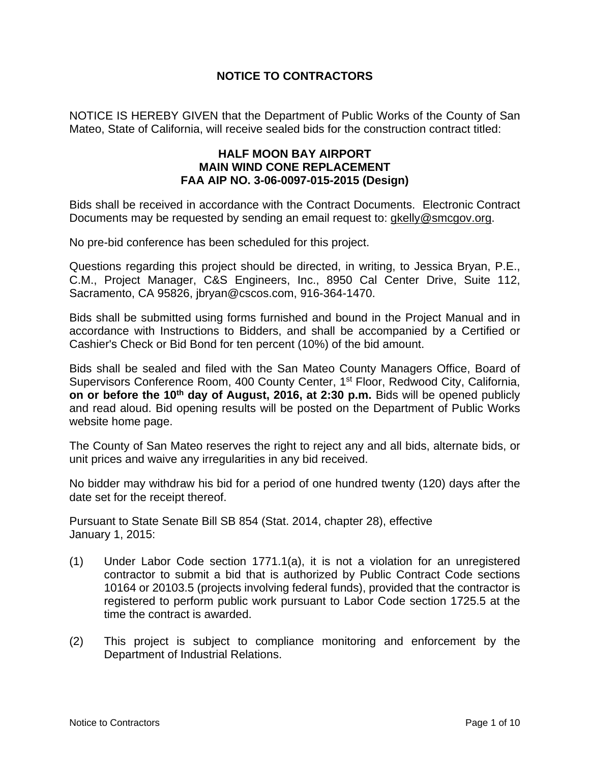# NOTICE TO CONTRACTORS

NOTICE IS HEREBY GIVEN that the Department of Public Works of the County of San Mateo, State of California, will receive sealed bids for the construction contract titled:

**HALF MOON BAY AIRPORT**
**MAIN WIND CONE REPLACEMENT**
**FAA AIP NO. 3-06-0097-015-2015 (Design)**

Bids shall be received in accordance with the Contract Documents. Electronic Contract Documents may be requested by sending an email request to: gkelly@smcgov.org.

No pre-bid conference has been scheduled for this project.

Questions regarding this project should be directed, in writing, to Jessica Bryan, P.E., C.M., Project Manager, C&S Engineers, Inc., 8950 Cal Center Drive, Suite 112, Sacramento, CA 95826, jbryan@cscos.com, 916-364-1470.

Bids shall be submitted using forms furnished and bound in the Project Manual and in accordance with Instructions to Bidders, and shall be accompanied by a Certified or Cashier's Check or Bid Bond for ten percent (10%) of the bid amount.

Bids shall be sealed and filed with the San Mateo County Managers Office, Board of Supervisors Conference Room, 400 County Center, 1st Floor, Redwood City, California, **on or before the 10th day of August, 2016, at 2:30 p.m.** Bids will be opened publicly and read aloud. Bid opening results will be posted on the Department of Public Works website home page.

The County of San Mateo reserves the right to reject any and all bids, alternate bids, or unit prices and waive any irregularities in any bid received.

No bidder may withdraw his bid for a period of one hundred twenty (120) days after the date set for the receipt thereof.

Pursuant to State Senate Bill SB 854 (Stat. 2014, chapter 28), effective January 1, 2015:

(1) Under Labor Code section 1771.1(a), it is not a violation for an unregistered contractor to submit a bid that is authorized by Public Contract Code sections 10164 or 20103.5 (projects involving federal funds), provided that the contractor is registered to perform public work pursuant to Labor Code section 1725.5 at the time the contract is awarded.

(2) This project is subject to compliance monitoring and enforcement by the Department of Industrial Relations.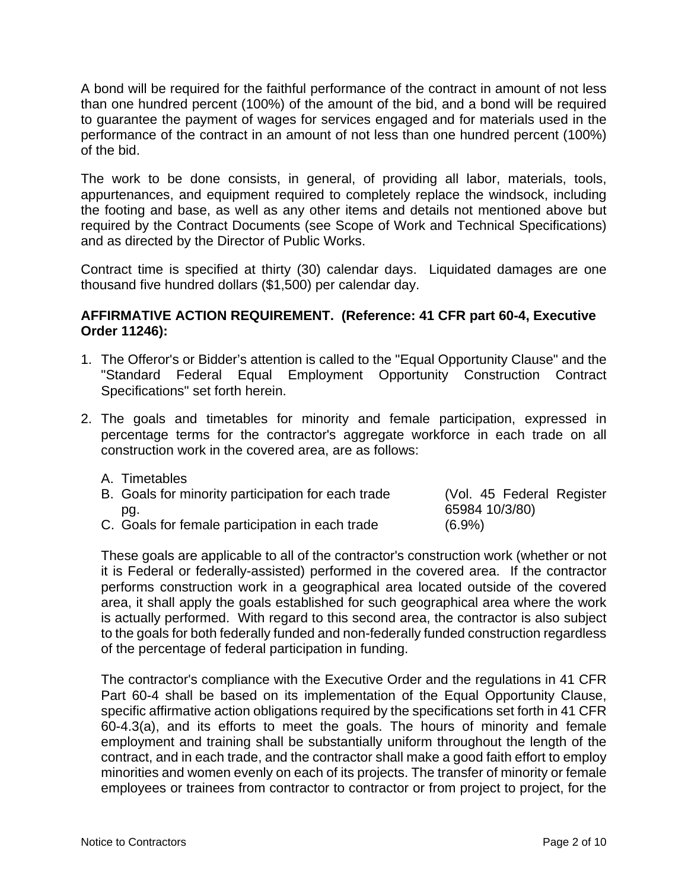A bond will be required for the faithful performance of the contract in amount of not less than one hundred percent (100%) of the amount of the bid, and a bond will be required to guarantee the payment of wages for services engaged and for materials used in the performance of the contract in an amount of not less than one hundred percent (100%) of the bid.

The work to be done consists, in general, of providing all labor, materials, tools, appurtenances, and equipment required to completely replace the windsock, including the footing and base, as well as any other items and details not mentioned above but required by the Contract Documents (see Scope of Work and Technical Specifications) and as directed by the Director of Public Works.

Contract time is specified at thirty (30) calendar days. Liquidated damages are one thousand five hundred dollars ($1,500) per calendar day.

**AFFIRMATIVE ACTION REQUIREMENT. (Reference: 41 CFR part 60-4, Executive Order 11246):**

1. The Offeror's or Bidder's attention is called to the "Equal Opportunity Clause" and the "Standard Federal Equal Employment Opportunity Construction Contract Specifications" set forth herein.

2. The goals and timetables for minority and female participation, expressed in percentage terms for the contractor's aggregate workforce in each trade on all construction work in the covered area, are as follows:

   A. Timetables
   B. Goals for minority participation for each trade (Vol. 45 Federal Register pg. 65984 10/3/80)
   C. Goals for female participation in each trade (6.9%)

   These goals are applicable to all of the contractor's construction work (whether or not it is Federal or federally-assisted) performed in the covered area. If the contractor performs construction work in a geographical area located outside of the covered area, it shall apply the goals established for such geographical area where the work is actually performed. With regard to this second area, the contractor is also subject to the goals for both federally funded and non-federally funded construction regardless of the percentage of federal participation in funding.

   The contractor's compliance with the Executive Order and the regulations in 41 CFR Part 60-4 shall be based on its implementation of the Equal Opportunity Clause, specific affirmative action obligations required by the specifications set forth in 41 CFR 60-4.3(a), and its efforts to meet the goals. The hours of minority and female employment and training shall be substantially uniform throughout the length of the contract, and in each trade, and the contractor shall make a good faith effort to employ minorities and women evenly on each of its projects. The transfer of minority or female employees or trainees from contractor to contractor or from project to project, for the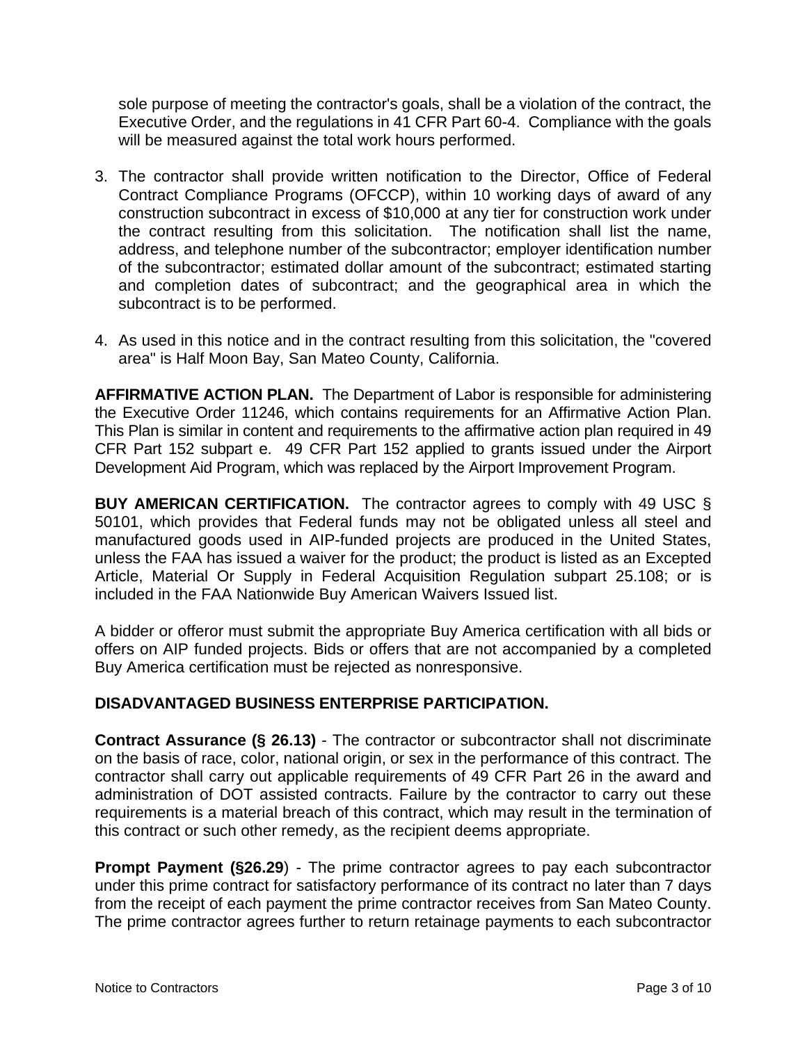sole purpose of meeting the contractor's goals, shall be a violation of the contract, the Executive Order, and the regulations in 41 CFR Part 60-4. Compliance with the goals will be measured against the total work hours performed.

3. The contractor shall provide written notification to the Director, Office of Federal Contract Compliance Programs (OFCCP), within 10 working days of award of any construction subcontract in excess of $10,000 at any tier for construction work under the contract resulting from this solicitation. The notification shall list the name, address, and telephone number of the subcontractor; employer identification number of the subcontractor; estimated dollar amount of the subcontract; estimated starting and completion dates of subcontract; and the geographical area in which the subcontract is to be performed.

4. As used in this notice and in the contract resulting from this solicitation, the "covered area" is Half Moon Bay, San Mateo County, California.

**AFFIRMATIVE ACTION PLAN.** The Department of Labor is responsible for administering the Executive Order 11246, which contains requirements for an Affirmative Action Plan. This Plan is similar in content and requirements to the affirmative action plan required in 49 CFR Part 152 subpart e. 49 CFR Part 152 applied to grants issued under the Airport Development Aid Program, which was replaced by the Airport Improvement Program.

**BUY AMERICAN CERTIFICATION.** The contractor agrees to comply with 49 USC § 50101, which provides that Federal funds may not be obligated unless all steel and manufactured goods used in AIP-funded projects are produced in the United States, unless the FAA has issued a waiver for the product; the product is listed as an Excepted Article, Material Or Supply in Federal Acquisition Regulation subpart 25.108; or is included in the FAA Nationwide Buy American Waivers Issued list.

A bidder or offeror must submit the appropriate Buy America certification with all bids or offers on AIP funded projects. Bids or offers that are not accompanied by a completed Buy America certification must be rejected as nonresponsive.

**DISADVANTAGED BUSINESS ENTERPRISE PARTICIPATION.**

**Contract Assurance (§ 26.13)** - The contractor or subcontractor shall not discriminate on the basis of race, color, national origin, or sex in the performance of this contract. The contractor shall carry out applicable requirements of 49 CFR Part 26 in the award and administration of DOT assisted contracts. Failure by the contractor to carry out these requirements is a material breach of this contract, which may result in the termination of this contract or such other remedy, as the recipient deems appropriate.

**Prompt Payment (§26.29**) - The prime contractor agrees to pay each subcontractor under this prime contract for satisfactory performance of its contract no later than 7 days from the receipt of each payment the prime contractor receives from San Mateo County. The prime contractor agrees further to return retainage payments to each subcontractor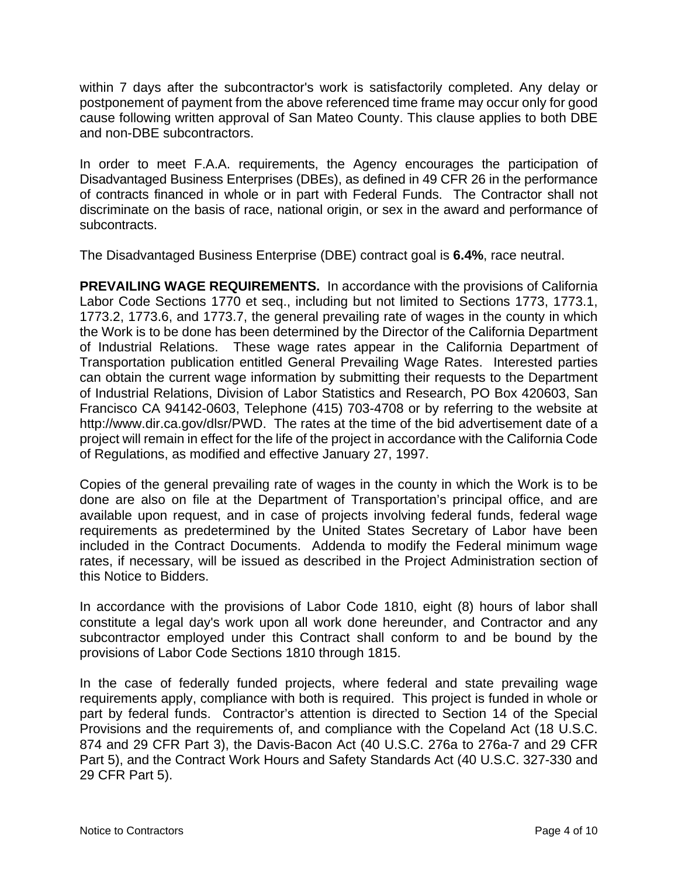within 7 days after the subcontractor's work is satisfactorily completed. Any delay or postponement of payment from the above referenced time frame may occur only for good cause following written approval of San Mateo County. This clause applies to both DBE and non-DBE subcontractors.

In order to meet F.A.A. requirements, the Agency encourages the participation of Disadvantaged Business Enterprises (DBEs), as defined in 49 CFR 26 in the performance of contracts financed in whole or in part with Federal Funds. The Contractor shall not discriminate on the basis of race, national origin, or sex in the award and performance of subcontracts.

The Disadvantaged Business Enterprise (DBE) contract goal is **6.4%**, race neutral.

**PREVAILING WAGE REQUIREMENTS.** In accordance with the provisions of California Labor Code Sections 1770 et seq., including but not limited to Sections 1773, 1773.1, 1773.2, 1773.6, and 1773.7, the general prevailing rate of wages in the county in which the Work is to be done has been determined by the Director of the California Department of Industrial Relations. These wage rates appear in the California Department of Transportation publication entitled General Prevailing Wage Rates. Interested parties can obtain the current wage information by submitting their requests to the Department of Industrial Relations, Division of Labor Statistics and Research, PO Box 420603, San Francisco CA 94142-0603, Telephone (415) 703-4708 or by referring to the website at http://www.dir.ca.gov/dlsr/PWD. The rates at the time of the bid advertisement date of a project will remain in effect for the life of the project in accordance with the California Code of Regulations, as modified and effective January 27, 1997.

Copies of the general prevailing rate of wages in the county in which the Work is to be done are also on file at the Department of Transportation's principal office, and are available upon request, and in case of projects involving federal funds, federal wage requirements as predetermined by the United States Secretary of Labor have been included in the Contract Documents. Addenda to modify the Federal minimum wage rates, if necessary, will be issued as described in the Project Administration section of this Notice to Bidders.

In accordance with the provisions of Labor Code 1810, eight (8) hours of labor shall constitute a legal day's work upon all work done hereunder, and Contractor and any subcontractor employed under this Contract shall conform to and be bound by the provisions of Labor Code Sections 1810 through 1815.

In the case of federally funded projects, where federal and state prevailing wage requirements apply, compliance with both is required. This project is funded in whole or part by federal funds. Contractor's attention is directed to Section 14 of the Special Provisions and the requirements of, and compliance with the Copeland Act (18 U.S.C. 874 and 29 CFR Part 3), the Davis-Bacon Act (40 U.S.C. 276a to 276a-7 and 29 CFR Part 5), and the Contract Work Hours and Safety Standards Act (40 U.S.C. 327-330 and 29 CFR Part 5).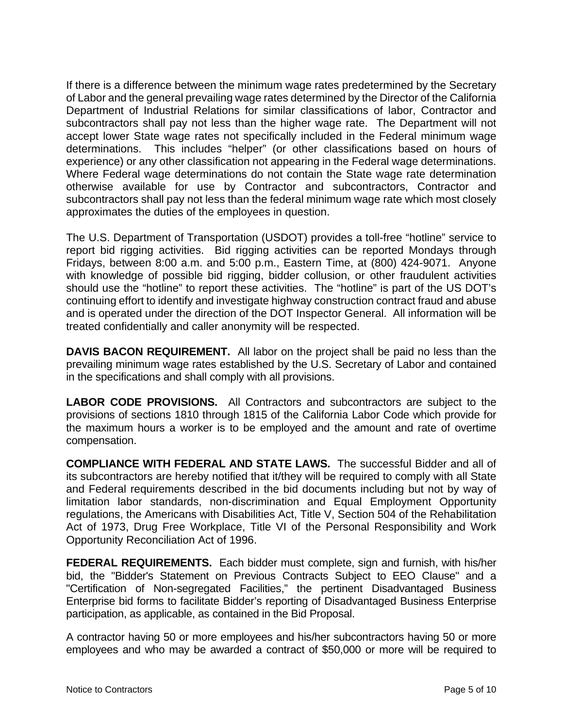If there is a difference between the minimum wage rates predetermined by the Secretary of Labor and the general prevailing wage rates determined by the Director of the California Department of Industrial Relations for similar classifications of labor, Contractor and subcontractors shall pay not less than the higher wage rate. The Department will not accept lower State wage rates not specifically included in the Federal minimum wage determinations. This includes "helper" (or other classifications based on hours of experience) or any other classification not appearing in the Federal wage determinations. Where Federal wage determinations do not contain the State wage rate determination otherwise available for use by Contractor and subcontractors, Contractor and subcontractors shall pay not less than the federal minimum wage rate which most closely approximates the duties of the employees in question.

The U.S. Department of Transportation (USDOT) provides a toll-free "hotline" service to report bid rigging activities. Bid rigging activities can be reported Mondays through Fridays, between 8:00 a.m. and 5:00 p.m., Eastern Time, at (800) 424-9071. Anyone with knowledge of possible bid rigging, bidder collusion, or other fraudulent activities should use the "hotline" to report these activities. The "hotline" is part of the US DOT's continuing effort to identify and investigate highway construction contract fraud and abuse and is operated under the direction of the DOT Inspector General. All information will be treated confidentially and caller anonymity will be respected.

**DAVIS BACON REQUIREMENT.** All labor on the project shall be paid no less than the prevailing minimum wage rates established by the U.S. Secretary of Labor and contained in the specifications and shall comply with all provisions.

**LABOR CODE PROVISIONS.** All Contractors and subcontractors are subject to the provisions of sections 1810 through 1815 of the California Labor Code which provide for the maximum hours a worker is to be employed and the amount and rate of overtime compensation.

**COMPLIANCE WITH FEDERAL AND STATE LAWS.** The successful Bidder and all of its subcontractors are hereby notified that it/they will be required to comply with all State and Federal requirements described in the bid documents including but not by way of limitation labor standards, non-discrimination and Equal Employment Opportunity regulations, the Americans with Disabilities Act, Title V, Section 504 of the Rehabilitation Act of 1973, Drug Free Workplace, Title VI of the Personal Responsibility and Work Opportunity Reconciliation Act of 1996.

**FEDERAL REQUIREMENTS.** Each bidder must complete, sign and furnish, with his/her bid, the "Bidder's Statement on Previous Contracts Subject to EEO Clause" and a "Certification of Non-segregated Facilities," the pertinent Disadvantaged Business Enterprise bid forms to facilitate Bidder's reporting of Disadvantaged Business Enterprise participation, as applicable, as contained in the Bid Proposal.

A contractor having 50 or more employees and his/her subcontractors having 50 or more employees and who may be awarded a contract of $50,000 or more will be required to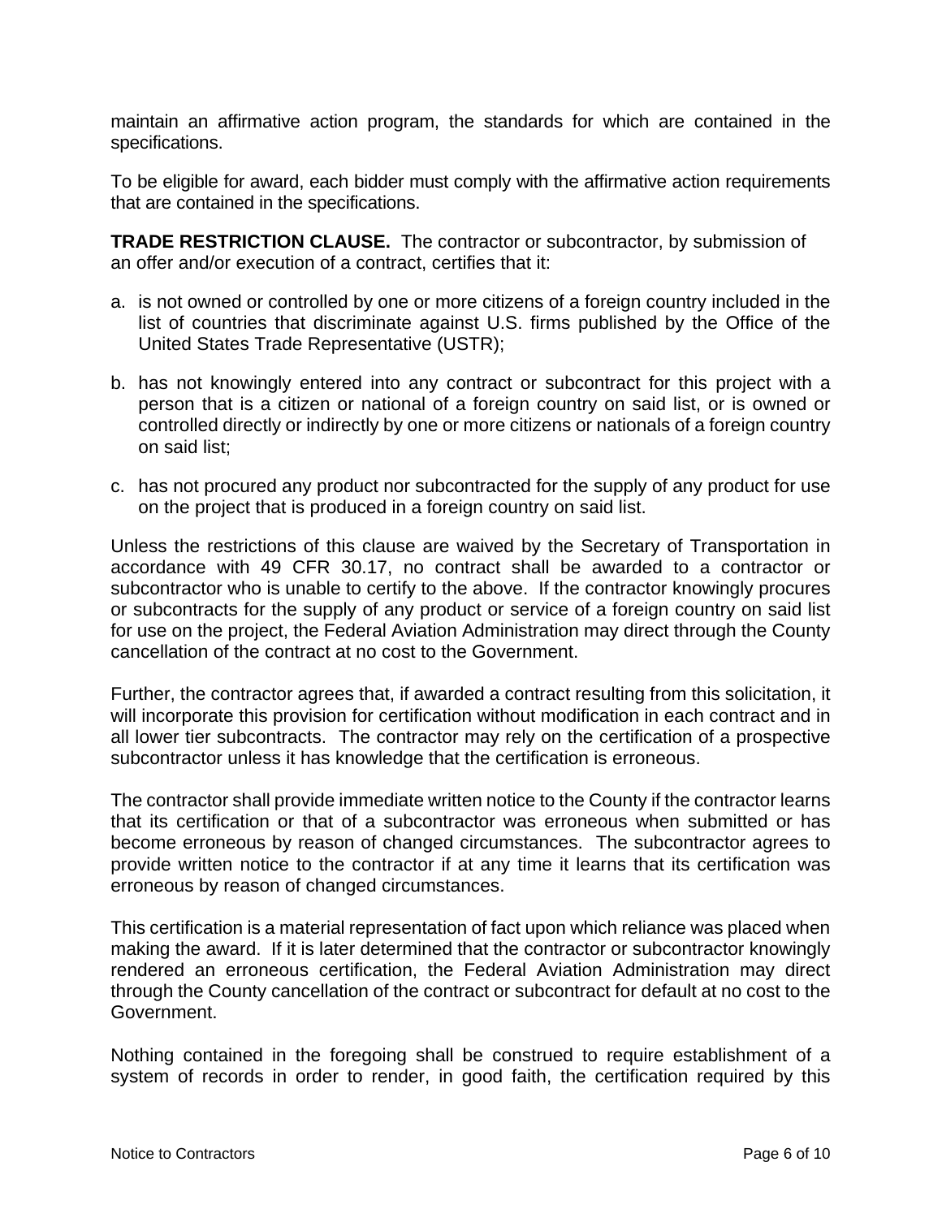maintain an affirmative action program, the standards for which are contained in the specifications.

To be eligible for award, each bidder must comply with the affirmative action requirements that are contained in the specifications.

**TRADE RESTRICTION CLAUSE.** The contractor or subcontractor, by submission of an offer and/or execution of a contract, certifies that it:

a. is not owned or controlled by one or more citizens of a foreign country included in the list of countries that discriminate against U.S. firms published by the Office of the United States Trade Representative (USTR);

b. has not knowingly entered into any contract or subcontract for this project with a person that is a citizen or national of a foreign country on said list, or is owned or controlled directly or indirectly by one or more citizens or nationals of a foreign country on said list;

c. has not procured any product nor subcontracted for the supply of any product for use on the project that is produced in a foreign country on said list.

Unless the restrictions of this clause are waived by the Secretary of Transportation in accordance with 49 CFR 30.17, no contract shall be awarded to a contractor or subcontractor who is unable to certify to the above. If the contractor knowingly procures or subcontracts for the supply of any product or service of a foreign country on said list for use on the project, the Federal Aviation Administration may direct through the County cancellation of the contract at no cost to the Government.

Further, the contractor agrees that, if awarded a contract resulting from this solicitation, it will incorporate this provision for certification without modification in each contract and in all lower tier subcontracts. The contractor may rely on the certification of a prospective subcontractor unless it has knowledge that the certification is erroneous.

The contractor shall provide immediate written notice to the County if the contractor learns that its certification or that of a subcontractor was erroneous when submitted or has become erroneous by reason of changed circumstances. The subcontractor agrees to provide written notice to the contractor if at any time it learns that its certification was erroneous by reason of changed circumstances.

This certification is a material representation of fact upon which reliance was placed when making the award. If it is later determined that the contractor or subcontractor knowingly rendered an erroneous certification, the Federal Aviation Administration may direct through the County cancellation of the contract or subcontract for default at no cost to the Government.

Nothing contained in the foregoing shall be construed to require establishment of a system of records in order to render, in good faith, the certification required by this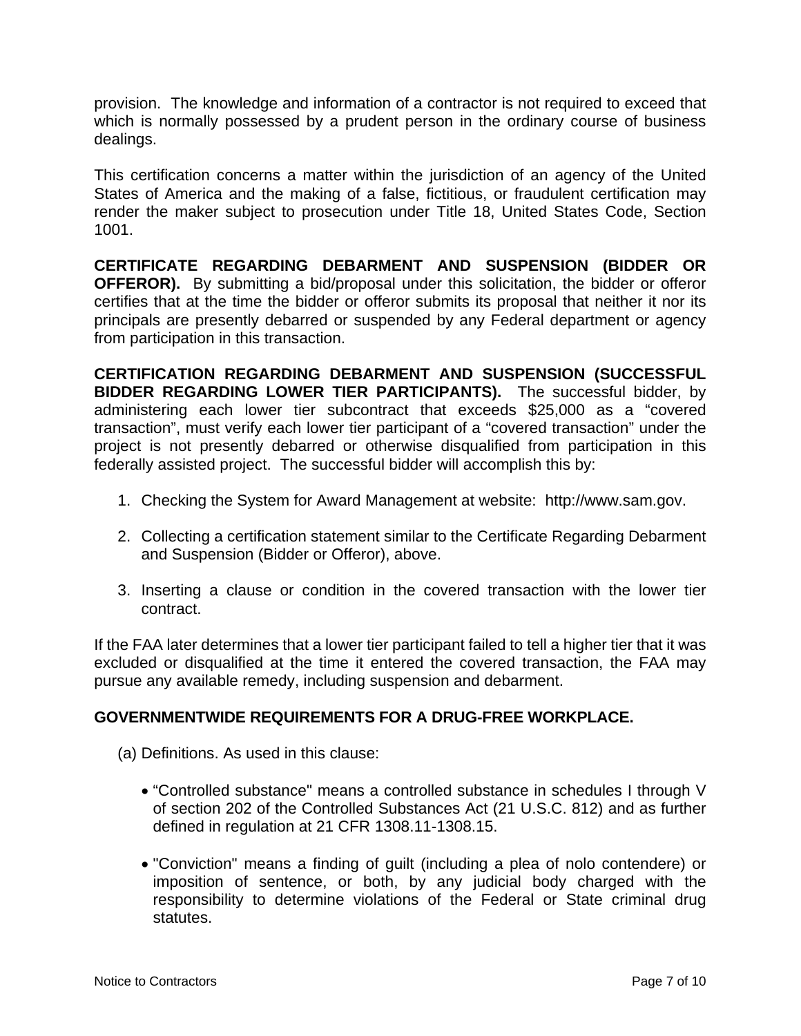provision. The knowledge and information of a contractor is not required to exceed that which is normally possessed by a prudent person in the ordinary course of business dealings.

This certification concerns a matter within the jurisdiction of an agency of the United States of America and the making of a false, fictitious, or fraudulent certification may render the maker subject to prosecution under Title 18, United States Code, Section 1001.

**CERTIFICATE REGARDING DEBARMENT AND SUSPENSION (BIDDER OR OFFEROR).** By submitting a bid/proposal under this solicitation, the bidder or offeror certifies that at the time the bidder or offeror submits its proposal that neither it nor its principals are presently debarred or suspended by any Federal department or agency from participation in this transaction.

**CERTIFICATION REGARDING DEBARMENT AND SUSPENSION (SUCCESSFUL BIDDER REGARDING LOWER TIER PARTICIPANTS).** The successful bidder, by administering each lower tier subcontract that exceeds $25,000 as a "covered transaction", must verify each lower tier participant of a "covered transaction" under the project is not presently debarred or otherwise disqualified from participation in this federally assisted project. The successful bidder will accomplish this by:

1. Checking the System for Award Management at website: http://www.sam.gov.

2. Collecting a certification statement similar to the Certificate Regarding Debarment and Suspension (Bidder or Offeror), above.

3. Inserting a clause or condition in the covered transaction with the lower tier contract.

If the FAA later determines that a lower tier participant failed to tell a higher tier that it was excluded or disqualified at the time it entered the covered transaction, the FAA may pursue any available remedy, including suspension and debarment.

**GOVERNMENTWIDE REQUIREMENTS FOR A DRUG-FREE WORKPLACE.**

(a) Definitions. As used in this clause:

- "Controlled substance" means a controlled substance in schedules I through V of section 202 of the Controlled Substances Act (21 U.S.C. 812) and as further defined in regulation at 21 CFR 1308.11-1308.15.

- "Conviction" means a finding of guilt (including a plea of nolo contendere) or imposition of sentence, or both, by any judicial body charged with the responsibility to determine violations of the Federal or State criminal drug statutes.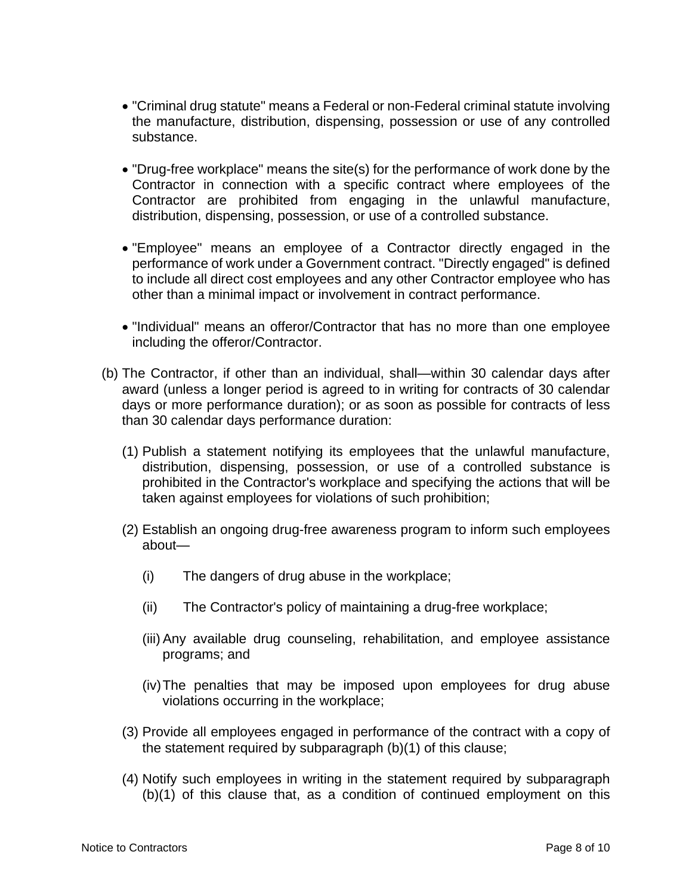- "Criminal drug statute" means a Federal or non-Federal criminal statute involving the manufacture, distribution, dispensing, possession or use of any controlled substance.

- "Drug-free workplace" means the site(s) for the performance of work done by the Contractor in connection with a specific contract where employees of the Contractor are prohibited from engaging in the unlawful manufacture, distribution, dispensing, possession, or use of a controlled substance.

- "Employee" means an employee of a Contractor directly engaged in the performance of work under a Government contract. "Directly engaged" is defined to include all direct cost employees and any other Contractor employee who has other than a minimal impact or involvement in contract performance.

- "Individual" means an offeror/Contractor that has no more than one employee including the offeror/Contractor.

(b) The Contractor, if other than an individual, shall—within 30 calendar days after award (unless a longer period is agreed to in writing for contracts of 30 calendar days or more performance duration); or as soon as possible for contracts of less than 30 calendar days performance duration:

(1) Publish a statement notifying its employees that the unlawful manufacture, distribution, dispensing, possession, or use of a controlled substance is prohibited in the Contractor's workplace and specifying the actions that will be taken against employees for violations of such prohibition;

(2) Establish an ongoing drug-free awareness program to inform such employees about—

(i) The dangers of drug abuse in the workplace;

(ii) The Contractor's policy of maintaining a drug-free workplace;

(iii) Any available drug counseling, rehabilitation, and employee assistance programs; and

(iv) The penalties that may be imposed upon employees for drug abuse violations occurring in the workplace;

(3) Provide all employees engaged in performance of the contract with a copy of the statement required by subparagraph (b)(1) of this clause;

(4) Notify such employees in writing in the statement required by subparagraph (b)(1) of this clause that, as a condition of continued employment on this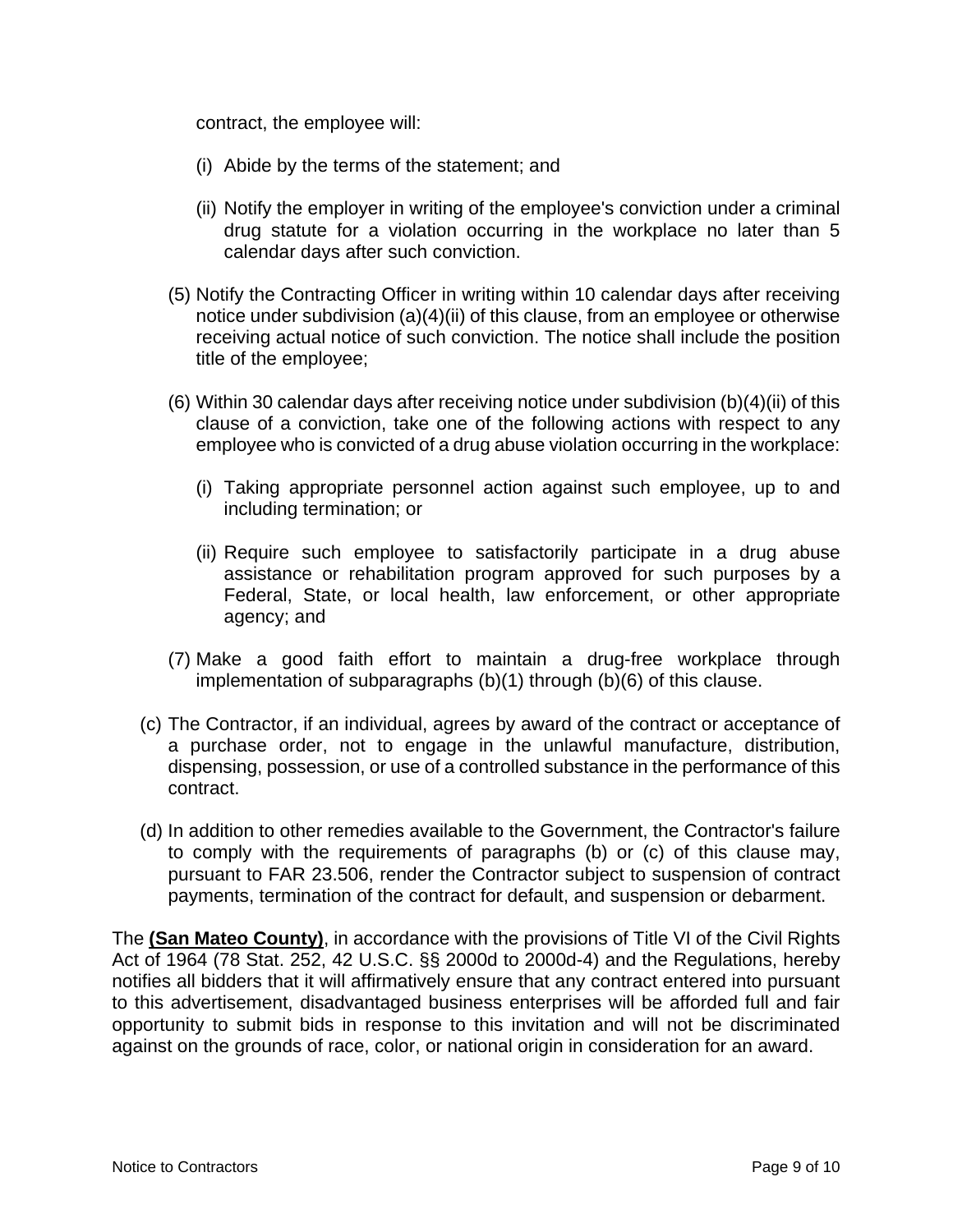contract, the employee will:

(i) Abide by the terms of the statement; and

(ii) Notify the employer in writing of the employee's conviction under a criminal drug statute for a violation occurring in the workplace no later than 5 calendar days after such conviction.

(5) Notify the Contracting Officer in writing within 10 calendar days after receiving notice under subdivision (a)(4)(ii) of this clause, from an employee or otherwise receiving actual notice of such conviction. The notice shall include the position title of the employee;

(6) Within 30 calendar days after receiving notice under subdivision (b)(4)(ii) of this clause of a conviction, take one of the following actions with respect to any employee who is convicted of a drug abuse violation occurring in the workplace:

(i) Taking appropriate personnel action against such employee, up to and including termination; or

(ii) Require such employee to satisfactorily participate in a drug abuse assistance or rehabilitation program approved for such purposes by a Federal, State, or local health, law enforcement, or other appropriate agency; and

(7) Make a good faith effort to maintain a drug-free workplace through implementation of subparagraphs (b)(1) through (b)(6) of this clause.

(c) The Contractor, if an individual, agrees by award of the contract or acceptance of a purchase order, not to engage in the unlawful manufacture, distribution, dispensing, possession, or use of a controlled substance in the performance of this contract.

(d) In addition to other remedies available to the Government, the Contractor's failure to comply with the requirements of paragraphs (b) or (c) of this clause may, pursuant to FAR 23.506, render the Contractor subject to suspension of contract payments, termination of the contract for default, and suspension or debarment.

The **(San Mateo County)**, in accordance with the provisions of Title VI of the Civil Rights Act of 1964 (78 Stat. 252, 42 U.S.C. §§ 2000d to 2000d-4) and the Regulations, hereby notifies all bidders that it will affirmatively ensure that any contract entered into pursuant to this advertisement, disadvantaged business enterprises will be afforded full and fair opportunity to submit bids in response to this invitation and will not be discriminated against on the grounds of race, color, or national origin in consideration for an award.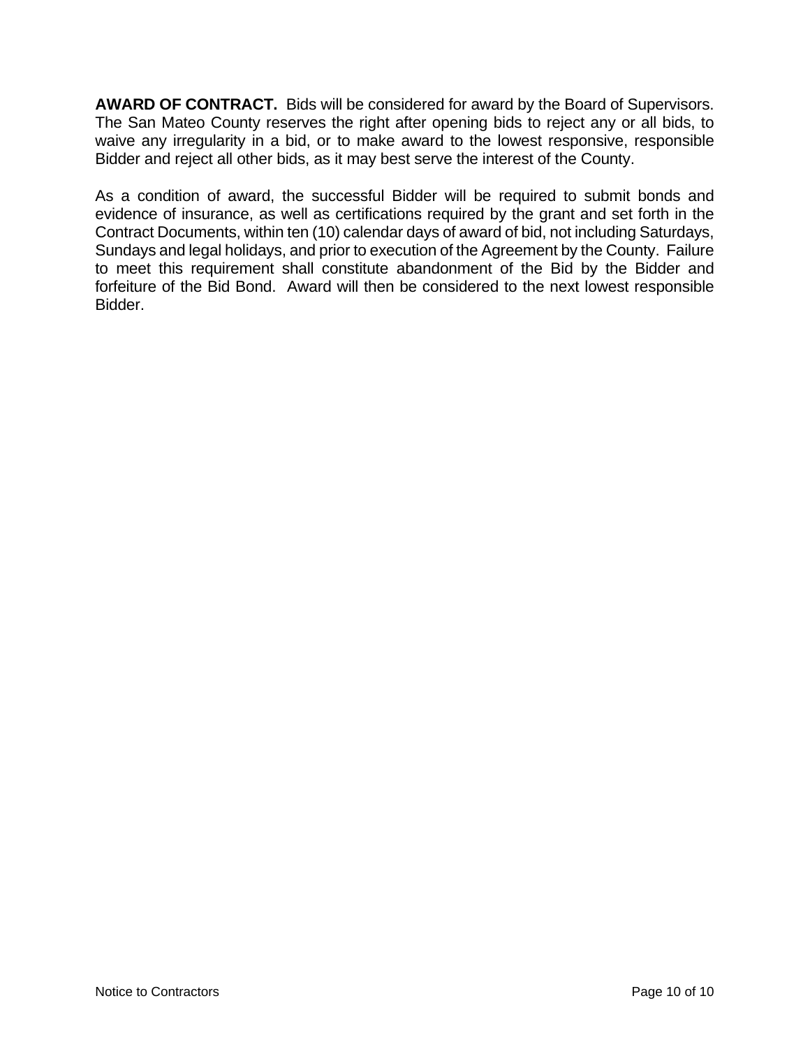**AWARD OF CONTRACT.** Bids will be considered for award by the Board of Supervisors. The San Mateo County reserves the right after opening bids to reject any or all bids, to waive any irregularity in a bid, or to make award to the lowest responsive, responsible Bidder and reject all other bids, as it may best serve the interest of the County.

As a condition of award, the successful Bidder will be required to submit bonds and evidence of insurance, as well as certifications required by the grant and set forth in the Contract Documents, within ten (10) calendar days of award of bid, not including Saturdays, Sundays and legal holidays, and prior to execution of the Agreement by the County. Failure to meet this requirement shall constitute abandonment of the Bid by the Bidder and forfeiture of the Bid Bond. Award will then be considered to the next lowest responsible Bidder.